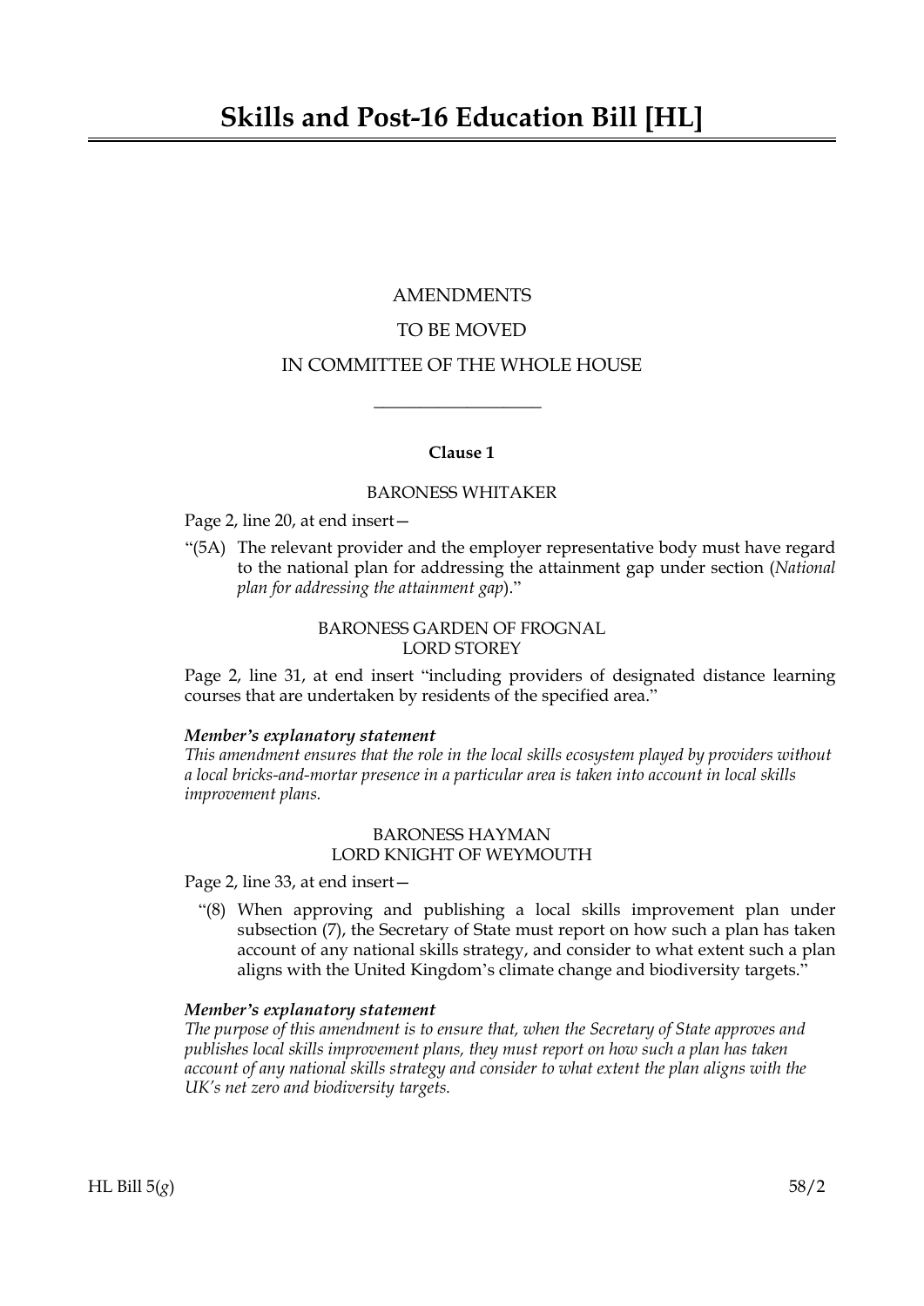# Skills and Post-16 Education Bill [HL]

AMENDMENTS

TO BE MOVED

IN COMMITTEE OF THE WHOLE HOUSE

---

**Clause 1**

BARONESS WHITAKER

Page 2, line 20, at end insert—

"(5A) The relevant provider and the employer representative body must have regard to the national plan for addressing the attainment gap under section (*National plan for addressing the attainment gap*)."

BARONESS GARDEN OF FROGNAL
LORD STOREY

Page 2, line 31, at end insert "including providers of designated distance learning courses that are undertaken by residents of the specified area."

***Member's explanatory statement***
*This amendment ensures that the role in the local skills ecosystem played by providers without a local bricks-and-mortar presence in a particular area is taken into account in local skills improvement plans.*

BARONESS HAYMAN
LORD KNIGHT OF WEYMOUTH

Page 2, line 33, at end insert—

"(8) When approving and publishing a local skills improvement plan under subsection (7), the Secretary of State must report on how such a plan has taken account of any national skills strategy, and consider to what extent such a plan aligns with the United Kingdom's climate change and biodiversity targets."

***Member's explanatory statement***
*The purpose of this amendment is to ensure that, when the Secretary of State approves and publishes local skills improvement plans, they must report on how such a plan has taken account of any national skills strategy and consider to what extent the plan aligns with the UK's net zero and biodiversity targets.*

HL Bill 5(*g*) 58/2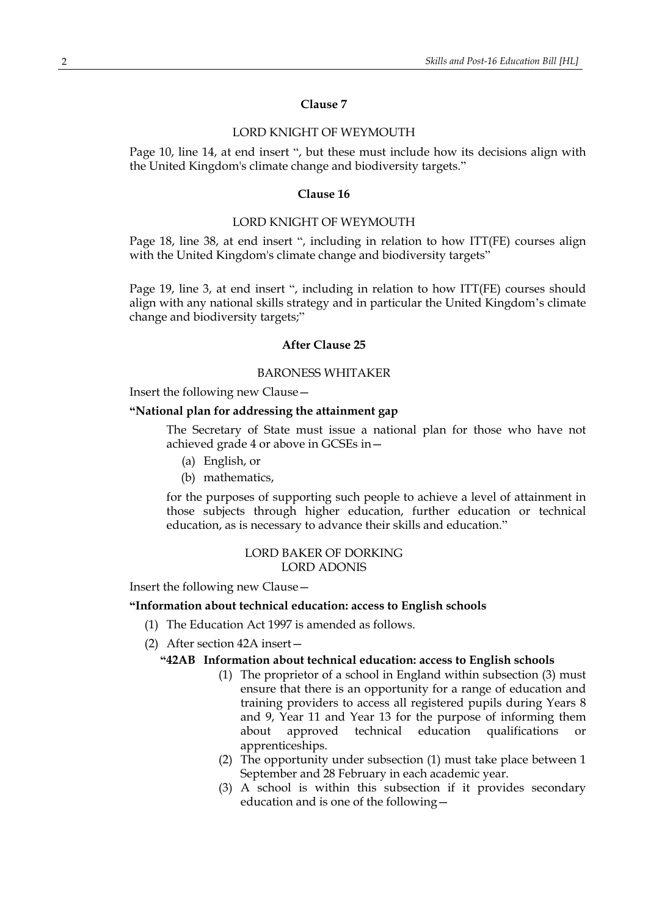**Clause 7**

LORD KNIGHT OF WEYMOUTH

Page 10, line 14, at end insert ", but these must include how its decisions align with the United Kingdom's climate change and biodiversity targets."

**Clause 16**

LORD KNIGHT OF WEYMOUTH

Page 18, line 38, at end insert ", including in relation to how ITT(FE) courses align with the United Kingdom's climate change and biodiversity targets"

Page 19, line 3, at end insert ", including in relation to how ITT(FE) courses should align with any national skills strategy and in particular the United Kingdom's climate change and biodiversity targets;"

**After Clause 25**

BARONESS WHITAKER

Insert the following new Clause—

**"National plan for addressing the attainment gap**

The Secretary of State must issue a national plan for those who have not achieved grade 4 or above in GCSEs in—

(a) English, or

(b) mathematics,

for the purposes of supporting such people to achieve a level of attainment in those subjects through higher education, further education or technical education, as is necessary to advance their skills and education."

LORD BAKER OF DORKING
LORD ADONIS

Insert the following new Clause—

**"Information about technical education: access to English schools**

(1) The Education Act 1997 is amended as follows.

(2) After section 42A insert—

**"42AB Information about technical education: access to English schools**

(1) The proprietor of a school in England within subsection (3) must ensure that there is an opportunity for a range of education and training providers to access all registered pupils during Years 8 and 9, Year 11 and Year 13 for the purpose of informing them about approved technical education qualifications or apprenticeships.

(2) The opportunity under subsection (1) must take place between 1 September and 28 February in each academic year.

(3) A school is within this subsection if it provides secondary education and is one of the following—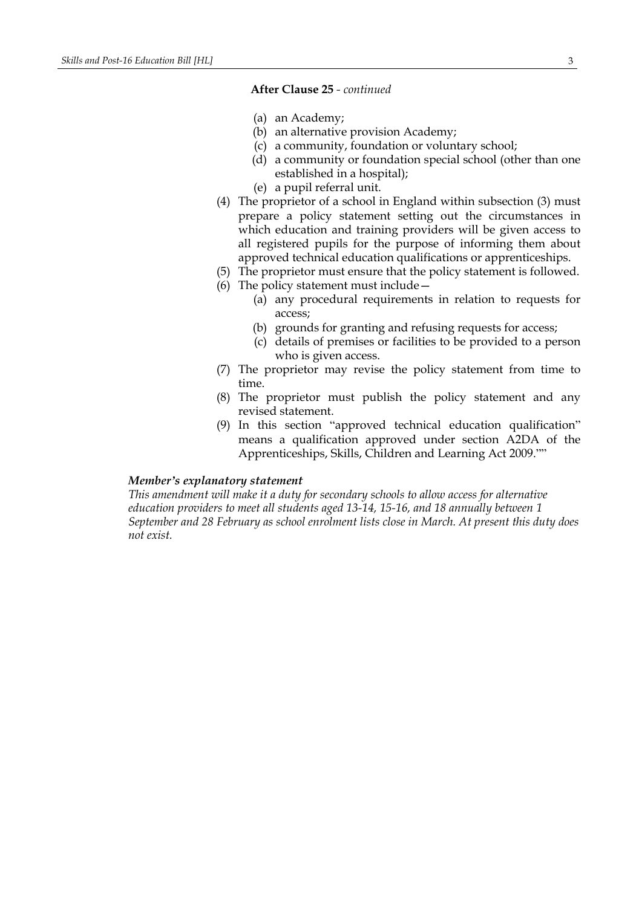**After Clause 25** - *continued*

(a) an Academy;
(b) an alternative provision Academy;
(c) a community, foundation or voluntary school;
(d) a community or foundation special school (other than one established in a hospital);
(e) a pupil referral unit.

(4) The proprietor of a school in England within subsection (3) must prepare a policy statement setting out the circumstances in which education and training providers will be given access to all registered pupils for the purpose of informing them about approved technical education qualifications or apprenticeships.

(5) The proprietor must ensure that the policy statement is followed.

(6) The policy statement must include—
(a) any procedural requirements in relation to requests for access;
(b) grounds for granting and refusing requests for access;
(c) details of premises or facilities to be provided to a person who is given access.

(7) The proprietor may revise the policy statement from time to time.

(8) The proprietor must publish the policy statement and any revised statement.

(9) In this section "approved technical education qualification" means a qualification approved under section A2DA of the Apprenticeships, Skills, Children and Learning Act 2009.""

***Member's explanatory statement***

*This amendment will make it a duty for secondary schools to allow access for alternative education providers to meet all students aged 13-14, 15-16, and 18 annually between 1 September and 28 February as school enrolment lists close in March. At present this duty does not exist.*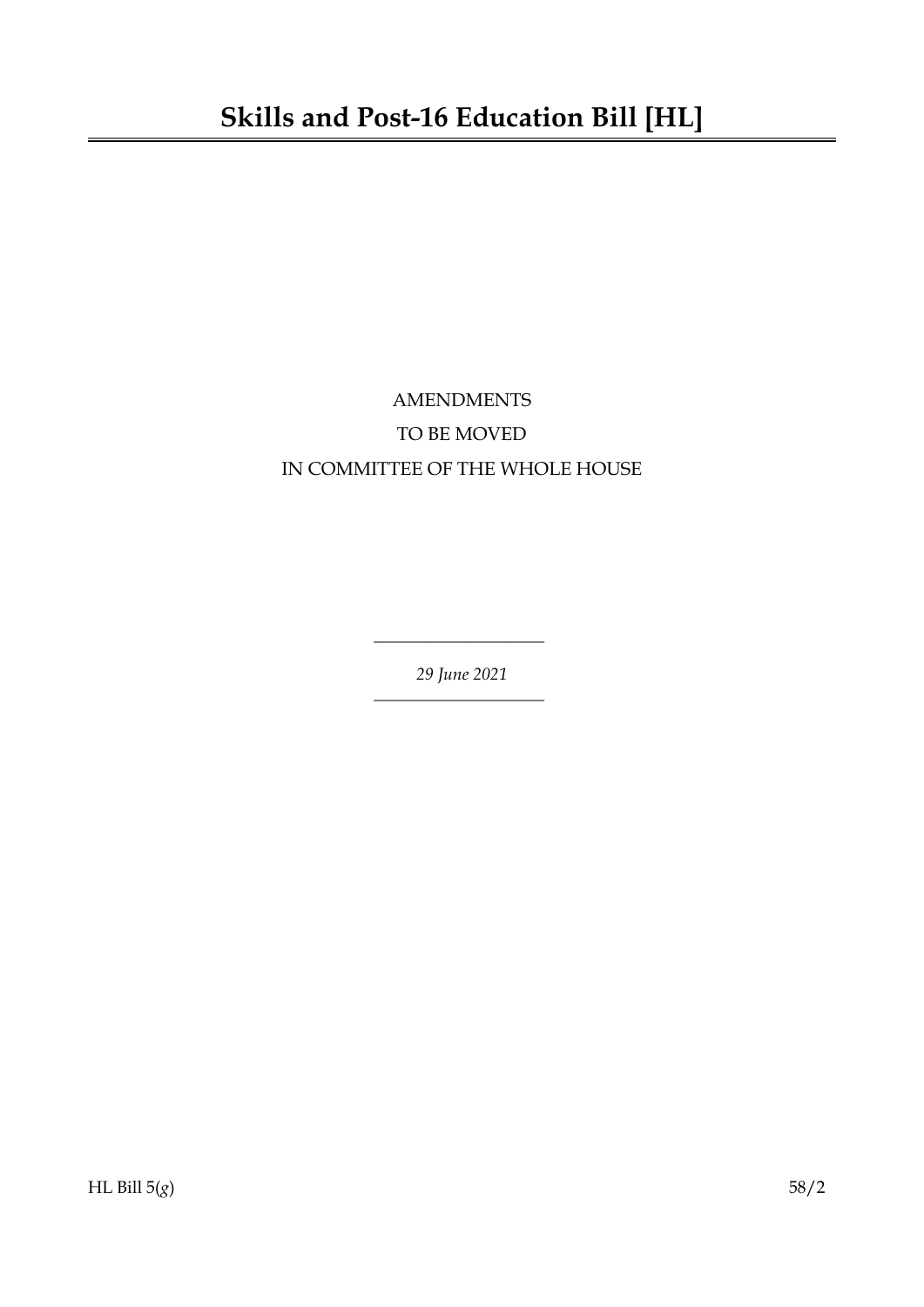# Skills and Post-16 Education Bill [HL]

AMENDMENTS

TO BE MOVED

IN COMMITTEE OF THE WHOLE HOUSE

---

*29 June 2021*

---

HL Bill 5(*g*) 58/2